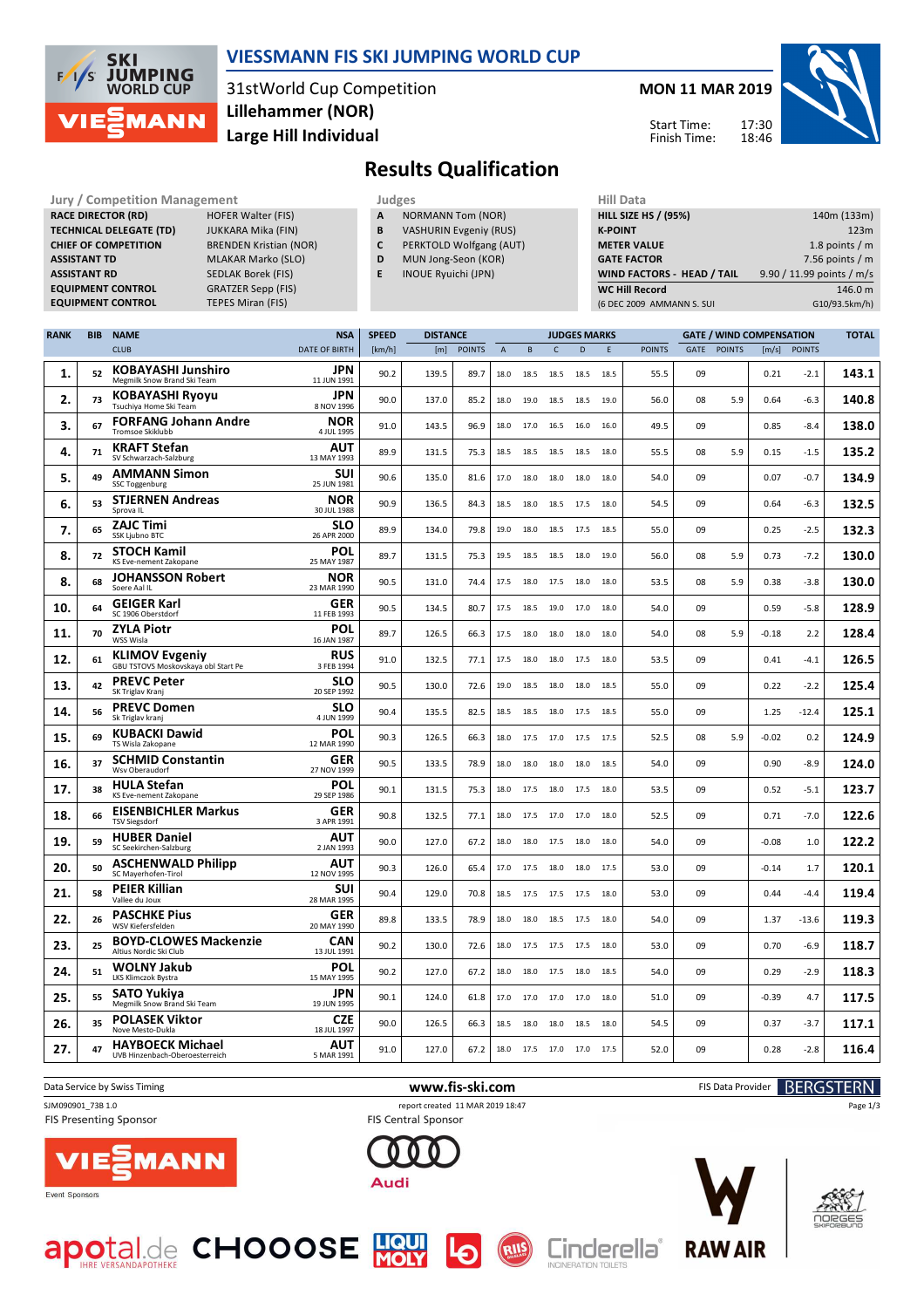# VIESSMANN FIS SKI JUMPING WORLD CUP

31stWorld Cup Competition
**Lillehammer (NOR)**
**Large Hill Individual**

**MON 11 MAR 2019**

Start Time: 17:30
Finish Time: 18:46

## Results Qualification

### Jury / Competition Management

| | |
|---|---|
| RACE DIRECTOR (RD) | HOFER Walter (FIS) |
| TECHNICAL DELEGATE (TD) | JUKKARA Mika (FIN) |
| CHIEF OF COMPETITION | BRENDEN Kristian (NOR) |
| ASSISTANT TD | MLAKAR Marko (SLO) |
| ASSISTANT RD | SEDLAK Borek (FIS) |
| EQUIPMENT CONTROL | GRATZER Sepp (FIS) |
| EQUIPMENT CONTROL | TEPES Miran (FIS) |

### Judges

| | |
|---|---|
| A | NORMANN Tom (NOR) |
| B | VASHURIN Evgeniy (RUS) |
| C | PERKTOLD Wolfgang (AUT) |
| D | MUN Jong-Seon (KOR) |
| E | INOUE Ryuichi (JPN) |

### Hill Data

| | |
|---|---|
| HILL SIZE HS / (95%) | 140m (133m) |
| K-POINT | 123m |
| METER VALUE | 1.8 points / m |
| GATE FACTOR | 7.56 points / m |
| WIND FACTORS - HEAD / TAIL | 9.90 / 11.99 points / m/s |
| WC Hill Record | 146.0 m |
| (6 DEC 2009 AMMANN S. SUI | G10/93.5km/h) |

| RANK | BIB | NAME / CLUB | NSA / DATE OF BIRTH | SPEED [km/h] | DISTANCE [m] | DISTANCE POINTS | A | B | C | D | E | JUDGES POINTS | GATE | GATE POINTS | WIND [m/s] | WIND POINTS | TOTAL |
|---|---|---|---|---|---|---|---|---|---|---|---|---|---|---|---|---|---|
| 1. | 52 | KOBAYASHI Junshiro / Megmilk Snow Brand Ski Team | JPN / 11 JUN 1991 | 90.2 | 139.5 | 89.7 | 18.0 | 18.5 | 18.5 | 18.5 | 18.5 | 55.5 | 09 | | 0.21 | -2.1 | 143.1 |
| 2. | 73 | KOBAYASHI Ryoyu / Tsuchiya Home Ski Team | JPN / 8 NOV 1996 | 90.0 | 137.0 | 85.2 | 18.0 | 19.0 | 18.5 | 18.5 | 19.0 | 56.0 | 08 | 5.9 | 0.64 | -6.3 | 140.8 |
| 3. | 67 | FORFANG Johann Andre / Tromsoe Skiklubb | NOR / 4 JUL 1995 | 91.0 | 143.5 | 96.9 | 18.0 | 17.0 | 16.5 | 16.0 | 16.0 | 49.5 | 09 | | 0.85 | -8.4 | 138.0 |
| 4. | 71 | KRAFT Stefan / SV Schwarzach-Salzburg | AUT / 13 MAY 1993 | 89.9 | 131.5 | 75.3 | 18.5 | 18.5 | 18.5 | 18.5 | 18.0 | 55.5 | 08 | 5.9 | 0.15 | -1.5 | 135.2 |
| 5. | 49 | AMMANN Simon / SSC Toggenburg | SUI / 25 JUN 1981 | 90.6 | 135.0 | 81.6 | 17.0 | 18.0 | 18.0 | 18.0 | 18.0 | 54.0 | 09 | | 0.07 | -0.7 | 134.9 |
| 6. | 53 | STJERNEN Andreas / Sprova IL | NOR / 30 JUL 1988 | 90.9 | 136.5 | 84.3 | 18.5 | 18.0 | 18.5 | 17.5 | 18.0 | 54.5 | 09 | | 0.64 | -6.3 | 132.5 |
| 7. | 65 | ZAJC Timi / SSK Ljubno BTC | SLO / 26 APR 2000 | 89.9 | 134.0 | 79.8 | 19.0 | 18.0 | 18.5 | 17.5 | 18.5 | 55.0 | 09 | | 0.25 | -2.5 | 132.3 |
| 8. | 72 | STOCH Kamil / KS Eve-nement Zakopane | POL / 25 MAY 1987 | 89.7 | 131.5 | 75.3 | 19.5 | 18.5 | 18.5 | 18.0 | 19.0 | 56.0 | 08 | 5.9 | 0.73 | -7.2 | 130.0 |
| 8. | 68 | JOHANSSON Robert / Soere Aal IL | NOR / 23 MAR 1990 | 90.5 | 131.0 | 74.4 | 17.5 | 18.0 | 17.5 | 18.0 | 18.0 | 53.5 | 08 | 5.9 | 0.38 | -3.8 | 130.0 |
| 10. | 64 | GEIGER Karl / SC 1906 Oberstdorf | GER / 11 FEB 1993 | 90.5 | 134.5 | 80.7 | 17.5 | 18.5 | 19.0 | 17.0 | 18.0 | 54.0 | 09 | | 0.59 | -5.8 | 128.9 |
| 11. | 70 | ZYLA Piotr / WSS Wisla | POL / 16 JAN 1987 | 89.7 | 126.5 | 66.3 | 17.5 | 18.0 | 18.0 | 18.0 | 18.0 | 54.0 | 08 | 5.9 | -0.18 | 2.2 | 128.4 |
| 12. | 61 | KLIMOV Evgeniy / GBU TSTOVS Moskovskaya obl Start Pe | RUS / 3 FEB 1994 | 91.0 | 132.5 | 77.1 | 17.5 | 18.0 | 18.0 | 17.5 | 18.0 | 53.5 | 09 | | 0.41 | -4.1 | 126.5 |
| 13. | 42 | PREVC Peter / SK Triglav Kranj | SLO / 20 SEP 1992 | 90.5 | 130.0 | 72.6 | 19.0 | 18.5 | 18.0 | 18.0 | 18.5 | 55.0 | 09 | | 0.22 | -2.2 | 125.4 |
| 14. | 56 | PREVC Domen / Sk Triglav kranj | SLO / 4 JUN 1999 | 90.4 | 135.5 | 82.5 | 18.5 | 18.5 | 18.0 | 17.5 | 18.5 | 55.0 | 09 | | 1.25 | -12.4 | 125.1 |
| 15. | 69 | KUBACKI Dawid / TS Wisla Zakopane | POL / 12 MAR 1990 | 90.3 | 126.5 | 66.3 | 18.0 | 17.5 | 17.0 | 17.5 | 17.5 | 52.5 | 08 | 5.9 | -0.02 | 0.2 | 124.9 |
| 16. | 37 | SCHMID Constantin / Wsv Oberaudorf | GER / 27 NOV 1999 | 90.5 | 133.5 | 78.9 | 18.0 | 18.0 | 18.0 | 18.0 | 18.5 | 54.0 | 09 | | 0.90 | -8.9 | 124.0 |
| 17. | 38 | HULA Stefan / KS Eve-nement Zakopane | POL / 29 SEP 1986 | 90.1 | 131.5 | 75.3 | 18.0 | 17.5 | 18.0 | 17.5 | 18.0 | 53.5 | 09 | | 0.52 | -5.1 | 123.7 |
| 18. | 66 | EISENBICHLER Markus / TSV Siegsdorf | GER / 3 APR 1991 | 90.8 | 132.5 | 77.1 | 18.0 | 17.5 | 17.0 | 17.0 | 18.0 | 52.5 | 09 | | 0.71 | -7.0 | 122.6 |
| 19. | 59 | HUBER Daniel / SC Seekirchen-Salzburg | AUT / 2 JAN 1993 | 90.0 | 127.0 | 67.2 | 18.0 | 18.0 | 17.5 | 18.0 | 18.0 | 54.0 | 09 | | -0.08 | 1.0 | 122.2 |
| 20. | 50 | ASCHENWALD Philipp / SC Mayerhofen-Tirol | AUT / 12 NOV 1995 | 90.3 | 126.0 | 65.4 | 17.0 | 17.5 | 18.0 | 18.0 | 17.5 | 53.0 | 09 | | -0.14 | 1.7 | 120.1 |
| 21. | 58 | PEIER Killian / Vallee du Joux | SUI / 28 MAR 1995 | 90.4 | 129.0 | 70.8 | 18.5 | 17.5 | 17.5 | 17.5 | 18.0 | 53.0 | 09 | | 0.44 | -4.4 | 119.4 |
| 22. | 26 | PASCHKE Pius / WSV Kiefersfelden | GER / 20 MAY 1990 | 89.8 | 133.5 | 78.9 | 18.0 | 18.0 | 18.5 | 17.5 | 18.0 | 54.0 | 09 | | 1.37 | -13.6 | 119.3 |
| 23. | 25 | BOYD-CLOWES Mackenzie / Altius Nordic Ski Club | CAN / 13 JUL 1991 | 90.2 | 130.0 | 72.6 | 18.0 | 17.5 | 17.5 | 17.5 | 18.0 | 53.0 | 09 | | 0.70 | -6.9 | 118.7 |
| 24. | 51 | WOLNY Jakub / LKS Klimczok Bystra | POL / 15 MAY 1995 | 90.2 | 127.0 | 67.2 | 18.0 | 18.0 | 17.5 | 18.0 | 18.5 | 54.0 | 09 | | 0.29 | -2.9 | 118.3 |
| 25. | 55 | SATO Yukiya / Megmilk Snow Brand Ski Team | JPN / 19 JUN 1995 | 90.1 | 124.0 | 61.8 | 17.0 | 17.0 | 17.0 | 17.0 | 18.0 | 51.0 | 09 | | -0.39 | 4.7 | 117.5 |
| 26. | 35 | POLASEK Viktor / Nove Mesto-Dukla | CZE / 18 JUL 1997 | 90.0 | 126.5 | 66.3 | 18.5 | 18.0 | 18.0 | 18.5 | 18.0 | 54.5 | 09 | | 0.37 | -3.7 | 117.1 |
| 27. | 47 | HAYBOECK Michael / UVB Hinzenbach-Oberoesterreich | AUT / 5 MAR 1991 | 91.0 | 127.0 | 67.2 | 18.0 | 17.5 | 17.0 | 17.0 | 17.5 | 52.0 | 09 | | 0.28 | -2.8 | 116.4 |

Data Service by Swiss Timing — www.fis-ski.com — FIS Data Provider BERGSTERN

SJM090901_73B 1.0 — report created 11 MAR 2019 18:47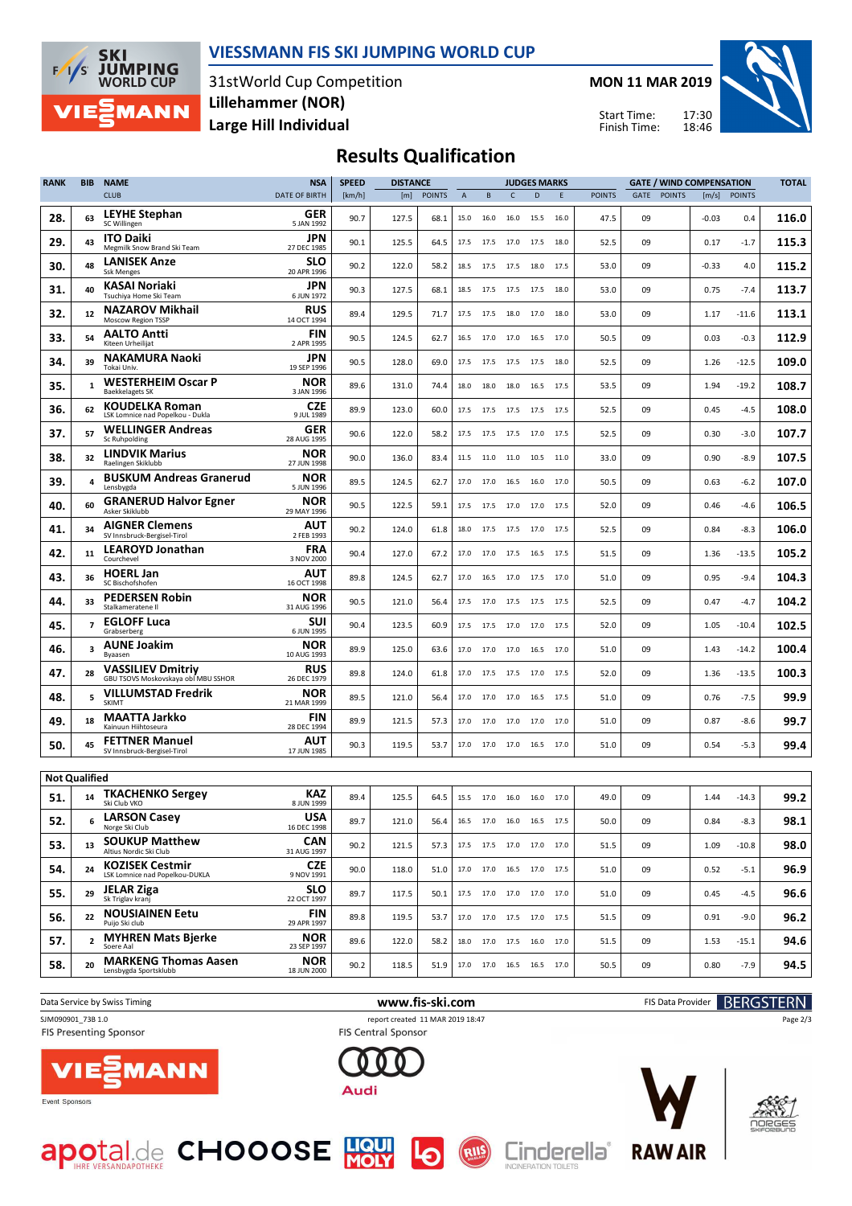# VIESSMANN FIS SKI JUMPING WORLD CUP

31stWorld Cup Competition
**Lillehammer (NOR)**
**Large Hill Individual**

**MON 11 MAR 2019**

Start Time: 17:30
Finish Time: 18:46

## Results Qualification

| RANK | BIB | NAME / CLUB | NSA / DATE OF BIRTH | SPEED [km/h] | DISTANCE [m] | DISTANCE POINTS | A | B | C | D | E | JUDGES POINTS | GATE | GATE POINTS | WIND [m/s] | WIND POINTS | TOTAL |
|---|---|---|---|---|---|---|---|---|---|---|---|---|---|---|---|---|---|
| 28. | 63 | **LEYHE Stephan** SC Willingen | GER 5 JAN 1992 | 90.7 | 127.5 | 68.1 | 15.0 | 16.0 | 16.0 | 15.5 | 16.0 | 47.5 | 09 | | -0.03 | 0.4 | **116.0** |
| 29. | 43 | **ITO Daiki** Megmilk Snow Brand Ski Team | JPN 27 DEC 1985 | 90.1 | 125.5 | 64.5 | 17.5 | 17.5 | 17.0 | 17.5 | 18.0 | 52.5 | 09 | | 0.17 | -1.7 | **115.3** |
| 30. | 48 | **LANISEK Anze** Ssk Menges | SLO 20 APR 1996 | 90.2 | 122.0 | 58.2 | 18.5 | 17.5 | 17.5 | 18.0 | 17.5 | 53.0 | 09 | | -0.33 | 4.0 | **115.2** |
| 31. | 40 | **KASAI Noriaki** Tsuchiya Home Ski Team | JPN 6 JUN 1972 | 90.3 | 127.5 | 68.1 | 18.5 | 17.5 | 17.5 | 17.5 | 18.0 | 53.0 | 09 | | 0.75 | -7.4 | **113.7** |
| 32. | 12 | **NAZAROV Mikhail** Moscow Region TSSP | RUS 14 OCT 1994 | 89.4 | 129.5 | 71.7 | 17.5 | 17.5 | 18.0 | 17.0 | 18.0 | 53.0 | 09 | | 1.17 | -11.6 | **113.1** |
| 33. | 54 | **AALTO Antti** Kiteen Urheilijat | FIN 2 APR 1995 | 90.5 | 124.5 | 62.7 | 16.5 | 17.0 | 17.0 | 16.5 | 17.0 | 50.5 | 09 | | 0.03 | -0.3 | **112.9** |
| 34. | 39 | **NAKAMURA Naoki** Tokai Univ. | JPN 19 SEP 1996 | 90.5 | 128.0 | 69.0 | 17.5 | 17.5 | 17.5 | 17.5 | 18.0 | 52.5 | 09 | | 1.26 | -12.5 | **109.0** |
| 35. | 1 | **WESTERHEIM Oscar P** Baekkelagets SK | NOR 3 JAN 1996 | 89.6 | 131.0 | 74.4 | 18.0 | 18.0 | 18.0 | 16.5 | 17.5 | 53.5 | 09 | | 1.94 | -19.2 | **108.7** |
| 36. | 62 | **KOUDELKA Roman** LSK Lomnice nad Popelkou - Dukla | CZE 9 JUL 1989 | 89.9 | 123.0 | 60.0 | 17.5 | 17.5 | 17.5 | 17.5 | 17.5 | 52.5 | 09 | | 0.45 | -4.5 | **108.0** |
| 37. | 57 | **WELLINGER Andreas** Sc Ruhpolding | GER 28 AUG 1995 | 90.6 | 122.0 | 58.2 | 17.5 | 17.5 | 17.5 | 17.0 | 17.5 | 52.5 | 09 | | 0.30 | -3.0 | **107.7** |
| 38. | 32 | **LINDVIK Marius** Raelingen Skiklubb | NOR 27 JUN 1998 | 90.0 | 136.0 | 83.4 | 11.5 | 11.0 | 11.0 | 10.5 | 11.0 | 33.0 | 09 | | 0.90 | -8.9 | **107.5** |
| 39. | 4 | **BUSKUM Andreas Granerud** Lensbygda | NOR 5 JUN 1996 | 89.5 | 124.5 | 62.7 | 17.0 | 17.0 | 16.5 | 16.0 | 17.0 | 50.5 | 09 | | 0.63 | -6.2 | **107.0** |
| 40. | 60 | **GRANERUD Halvor Egner** Asker Skiklubb | NOR 29 MAY 1996 | 90.5 | 122.5 | 59.1 | 17.5 | 17.5 | 17.0 | 17.0 | 17.5 | 52.0 | 09 | | 0.46 | -4.6 | **106.5** |
| 41. | 34 | **AIGNER Clemens** SV Innsbruck-Bergisel-Tirol | AUT 2 FEB 1993 | 90.2 | 124.0 | 61.8 | 18.0 | 17.5 | 17.5 | 17.0 | 17.5 | 52.5 | 09 | | 0.84 | -8.3 | **106.0** |
| 42. | 11 | **LEAROYD Jonathan** Courchevel | FRA 3 NOV 2000 | 90.4 | 127.0 | 67.2 | 17.0 | 17.0 | 17.5 | 16.5 | 17.5 | 51.5 | 09 | | 1.36 | -13.5 | **105.2** |
| 43. | 36 | **HOERL Jan** SC Bischofshofen | AUT 16 OCT 1998 | 89.8 | 124.5 | 62.7 | 17.0 | 16.5 | 17.0 | 17.5 | 17.0 | 51.0 | 09 | | 0.95 | -9.4 | **104.3** |
| 44. | 33 | **PEDERSEN Robin** Stalkameratene Il | NOR 31 AUG 1996 | 90.5 | 121.0 | 56.4 | 17.5 | 17.0 | 17.5 | 17.5 | 17.5 | 52.5 | 09 | | 0.47 | -4.7 | **104.2** |
| 45. | 7 | **EGLOFF Luca** Grabserberg | SUI 6 JUN 1995 | 90.4 | 123.5 | 60.9 | 17.5 | 17.5 | 17.0 | 17.0 | 17.5 | 52.0 | 09 | | 1.05 | -10.4 | **102.5** |
| 46. | 3 | **AUNE Joakim** Byaasen | NOR 10 AUG 1993 | 89.9 | 125.0 | 63.6 | 17.0 | 17.0 | 17.0 | 16.5 | 17.0 | 51.0 | 09 | | 1.43 | -14.2 | **100.4** |
| 47. | 28 | **VASSILIEV Dmitriy** GBU TSOVS Moskovskaya obl MBU SSHOR | RUS 26 DEC 1979 | 89.8 | 124.0 | 61.8 | 17.0 | 17.5 | 17.5 | 17.0 | 17.5 | 52.0 | 09 | | 1.36 | -13.5 | **100.3** |
| 48. | 5 | **VILLUMSTAD Fredrik** SKIMT | NOR 21 MAR 1999 | 89.5 | 121.0 | 56.4 | 17.0 | 17.0 | 17.0 | 16.5 | 17.5 | 51.0 | 09 | | 0.76 | -7.5 | **99.9** |
| 49. | 18 | **MAATTA Jarkko** Kainuun Hiihtoseura | FIN 28 DEC 1994 | 89.9 | 121.5 | 57.3 | 17.0 | 17.0 | 17.0 | 17.0 | 17.0 | 51.0 | 09 | | 0.87 | -8.6 | **99.7** |
| 50. | 45 | **FETTNER Manuel** SV Innsbruck-Bergisel-Tirol | AUT 17 JUN 1985 | 90.3 | 119.5 | 53.7 | 17.0 | 17.0 | 17.0 | 16.5 | 17.0 | 51.0 | 09 | | 0.54 | -5.3 | **99.4** |
| **Not Qualified** | | | | | | | | | | | | | | | | | |
| 51. | 14 | **TKACHENKO Sergey** Ski Club VKO | KAZ 8 JUN 1999 | 89.4 | 125.5 | 64.5 | 15.5 | 17.0 | 16.0 | 16.0 | 17.0 | 49.0 | 09 | | 1.44 | -14.3 | **99.2** |
| 52. | 6 | **LARSON Casey** Norge Ski Club | USA 16 DEC 1998 | 89.7 | 121.0 | 56.4 | 16.5 | 17.0 | 16.0 | 16.5 | 17.5 | 50.0 | 09 | | 0.84 | -8.3 | **98.1** |
| 53. | 13 | **SOUKUP Matthew** Altius Nordic Ski Club | CAN 31 AUG 1997 | 90.2 | 121.5 | 57.3 | 17.5 | 17.5 | 17.0 | 17.0 | 17.0 | 51.5 | 09 | | 1.09 | -10.8 | **98.0** |
| 54. | 24 | **KOZISEK Cestmir** LSK Lomnice nad Popelkou-DUKLA | CZE 9 NOV 1991 | 90.0 | 118.0 | 51.0 | 17.0 | 17.0 | 16.5 | 17.0 | 17.5 | 51.0 | 09 | | 0.52 | -5.1 | **96.9** |
| 55. | 29 | **JELAR Ziga** Sk Triglav kranj | SLO 22 OCT 1997 | 89.7 | 117.5 | 50.1 | 17.5 | 17.0 | 17.0 | 17.0 | 17.0 | 51.0 | 09 | | 0.45 | -4.5 | **96.6** |
| 56. | 22 | **NOUSIAINEN Eetu** Puijo Ski club | FIN 29 APR 1997 | 89.8 | 119.5 | 53.7 | 17.0 | 17.0 | 17.5 | 17.0 | 17.5 | 51.5 | 09 | | 0.91 | -9.0 | **96.2** |
| 57. | 2 | **MYHREN Mats Bjerke** Soere Aal | NOR 23 SEP 1997 | 89.6 | 122.0 | 58.2 | 18.0 | 17.0 | 17.5 | 16.0 | 17.0 | 51.5 | 09 | | 1.53 | -15.1 | **94.6** |
| 58. | 20 | **MARKENG Thomas Aasen** Lensbygda Sportsklubb | NOR 18 JUN 2000 | 90.2 | 118.5 | 51.9 | 17.0 | 17.0 | 16.5 | 16.5 | 17.0 | 50.5 | 09 | | 0.80 | -7.9 | **94.5** |

Data Service by Swiss Timing | www.fis-ski.com | FIS Data Provider BERGSTERN

SJM090901_73B 1.0 | report created 11 MAR 2019 18:47

FIS Presenting Sponsor | FIS Central Sponsor

Event Sponsors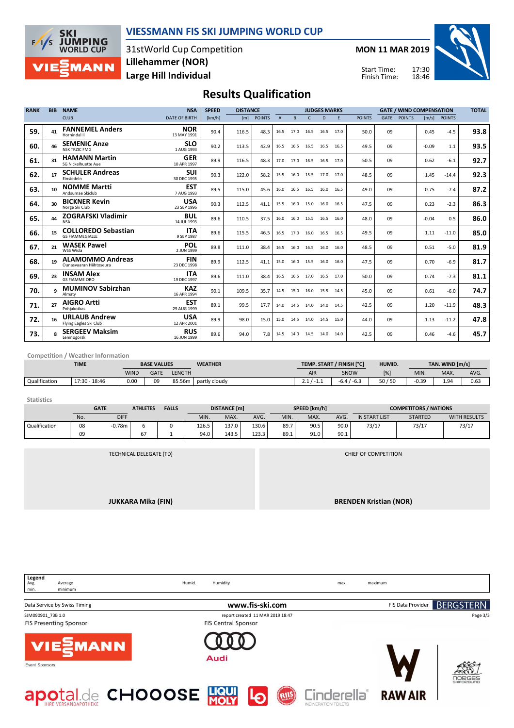# VIESSMANN FIS SKI JUMPING WORLD CUP

31stWorld Cup Competition
Lillehammer (NOR)
Large Hill Individual

MON 11 MAR 2019

Start Time: 17:30
Finish Time: 18:46

## Results Qualification

| RANK | BIB | NAME / CLUB | NSA / DATE OF BIRTH | SPEED [km/h] | DISTANCE [m] | DISTANCE POINTS | A | B | C | D | E | JUDGES POINTS | GATE | GATE POINTS | WIND [m/s] | WIND POINTS | TOTAL |
|---|---|---|---|---|---|---|---|---|---|---|---|---|---|---|---|---|---|
| 59. | 41 | FANNEMEL Anders / Hornindal Il | NOR / 13 MAY 1991 | 90.4 | 116.5 | 48.3 | 16.5 | 17.0 | 16.5 | 16.5 | 17.0 | 50.0 | 09 | | 0.45 | -4.5 | 93.8 |
| 60. | 46 | SEMENIC Anze / NSK TRZIC FMG | SLO / 1 AUG 1993 | 90.2 | 113.5 | 42.9 | 16.5 | 16.5 | 16.5 | 16.5 | 16.5 | 49.5 | 09 | | -0.09 | 1.1 | 93.5 |
| 61. | 31 | HAMANN Martin / SG Nickelhuette Aue | GER / 10 APR 1997 | 89.9 | 116.5 | 48.3 | 17.0 | 17.0 | 16.5 | 16.5 | 17.0 | 50.5 | 09 | | 0.62 | -6.1 | 92.7 |
| 62. | 17 | SCHULER Andreas / Einsiedeln | SUI / 30 DEC 1995 | 90.3 | 122.0 | 58.2 | 15.5 | 16.0 | 15.5 | 17.0 | 17.0 | 48.5 | 09 | | 1.45 | -14.4 | 92.3 |
| 63. | 10 | NOMME Martti / Andsumae Skiclub | EST / 7 AUG 1993 | 89.5 | 115.0 | 45.6 | 16.0 | 16.5 | 16.5 | 16.0 | 16.5 | 49.0 | 09 | | 0.75 | -7.4 | 87.2 |
| 64. | 30 | BICKNER Kevin / Norge Ski Club | USA / 23 SEP 1996 | 90.3 | 112.5 | 41.1 | 15.5 | 16.0 | 15.0 | 16.0 | 16.5 | 47.5 | 09 | | 0.23 | -2.3 | 86.3 |
| 65. | 44 | ZOGRAFSKI Vladimir / NSA | BUL / 14 JUL 1993 | 89.6 | 110.5 | 37.5 | 16.0 | 16.0 | 15.5 | 16.5 | 16.0 | 48.0 | 09 | | -0.04 | 0.5 | 86.0 |
| 66. | 15 | COLLOREDO Sebastian / GS FIAMMEGIALLE | ITA / 9 SEP 1987 | 89.6 | 115.5 | 46.5 | 16.5 | 17.0 | 16.0 | 16.5 | 16.5 | 49.5 | 09 | | 1.11 | -11.0 | 85.0 |
| 67. | 21 | WASEK Pawel / WSS Wisla | POL / 2 JUN 1999 | 89.8 | 111.0 | 38.4 | 16.5 | 16.0 | 16.5 | 16.0 | 16.0 | 48.5 | 09 | | 0.51 | -5.0 | 81.9 |
| 68. | 19 | ALAMOMMO Andreas / Ounasvaaran Hiihtoseura | FIN / 23 DEC 1998 | 89.9 | 112.5 | 41.1 | 15.0 | 16.0 | 15.5 | 16.0 | 16.0 | 47.5 | 09 | | 0.70 | -6.9 | 81.7 |
| 69. | 23 | INSAM Alex / GS FIAMME ORO | ITA / 19 DEC 1997 | 89.6 | 111.0 | 38.4 | 16.5 | 16.5 | 17.0 | 16.5 | 17.0 | 50.0 | 09 | | 0.74 | -7.3 | 81.1 |
| 70. | 9 | MUMINOV Sabirzhan / Almaty | KAZ / 16 APR 1994 | 90.1 | 109.5 | 35.7 | 14.5 | 15.0 | 16.0 | 15.5 | 14.5 | 45.0 | 09 | | 0.61 | -6.0 | 74.7 |
| 71. | 27 | AIGRO Artti / Pohjakotkas | EST / 29 AUG 1999 | 89.1 | 99.5 | 17.7 | 14.0 | 14.5 | 14.0 | 14.0 | 14.5 | 42.5 | 09 | | 1.20 | -11.9 | 48.3 |
| 72. | 16 | URLAUB Andrew / Flying Eagles Ski Club | USA / 12 APR 2001 | 89.9 | 98.0 | 15.0 | 15.0 | 14.5 | 14.0 | 14.5 | 15.0 | 44.0 | 09 | | 1.13 | -11.2 | 47.8 |
| 73. | 8 | SERGEEV Maksim / Leninogorsk | RUS / 16 JUN 1999 | 89.6 | 94.0 | 7.8 | 14.5 | 14.0 | 14.5 | 14.0 | 14.0 | 42.5 | 09 | | 0.46 | -4.6 | 45.7 |

### Competition / Weather Information

| | TIME | BASE VALUES WIND | BASE VALUES GATE | BASE VALUES LENGTH | WEATHER | TEMP. AIR | TEMP. SNOW | HUMID. [%] | TAN. WIND MIN. | TAN. WIND MAX. | TAN. WIND AVG. |
|---|---|---|---|---|---|---|---|---|---|---|---|
| Qualification | 17:30 - 18:46 | 0.00 | 09 | 85.56m | partly cloudy | 2.1 / -1.1 | -6.4 / -6.3 | 50 / 50 | -0.39 | 1.94 | 0.63 |

### Statistics

| | GATE No. | GATE DIFF | ATHLETES | FALLS | DISTANCE MIN. | DISTANCE MAX. | DISTANCE AVG. | SPEED MIN. | SPEED MAX. | SPEED AVG. | IN START LIST | STARTED | WITH RESULTS |
|---|---|---|---|---|---|---|---|---|---|---|---|---|---|
| Qualification | 08 | -0.78m | 6 | 0 | 126.5 | 137.0 | 130.6 | 89.7 | 90.5 | 90.0 | 73/17 | 73/17 | 73/17 |
| | 09 | | 67 | 1 | 94.0 | 143.5 | 123.3 | 89.1 | 91.0 | 90.1 | | | |

TECHNICAL DELEGATE (TD): JUKKARA Mika (FIN)

CHIEF OF COMPETITION: BRENDEN Kristian (NOR)

Legend
Avg. Average
min. minimum
Humid. Humidity
max. maximum

Data Service by Swiss Timing
www.fis-ski.com
FIS Data Provider BERGSTERN
SJM090901_73B 1.0
report created 11 MAR 2019 18:47